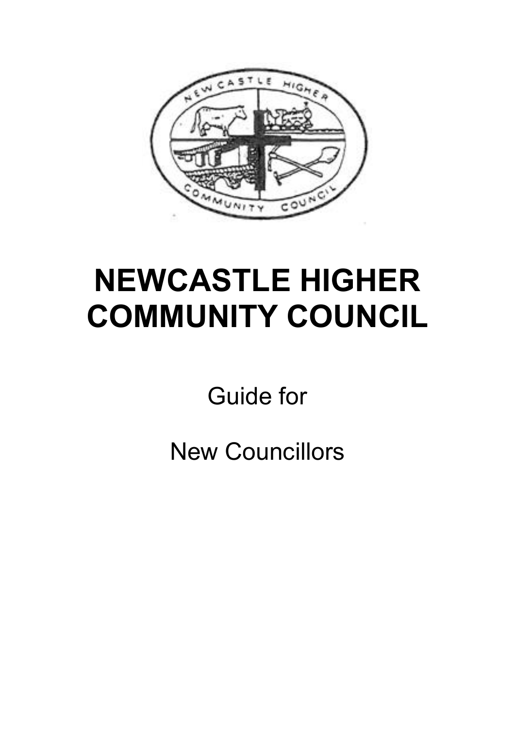# NEWCASTLE HIGHER COMMUNITY COUNCIL

Guide for

New Councillors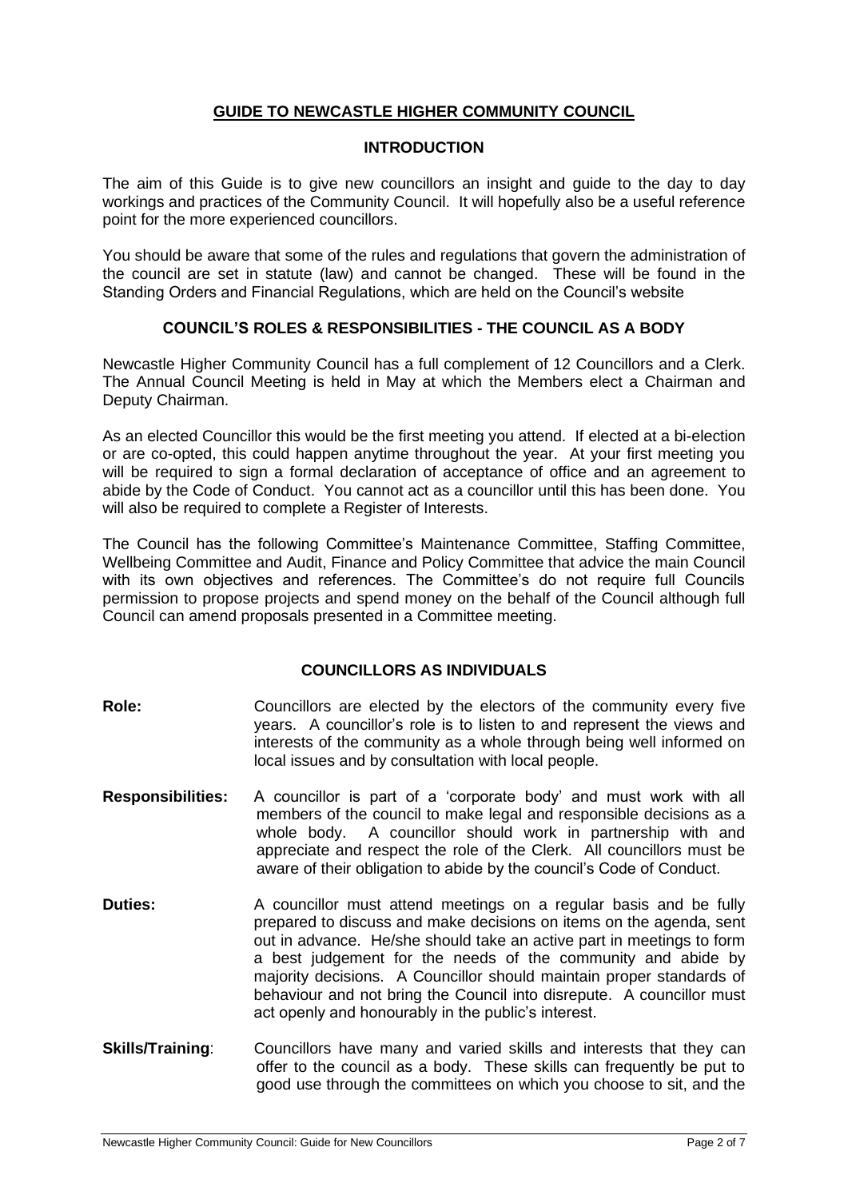## GUIDE TO NEWCASTLE HIGHER COMMUNITY COUNCIL

### INTRODUCTION

The aim of this Guide is to give new councillors an insight and guide to the day to day workings and practices of the Community Council. It will hopefully also be a useful reference point for the more experienced councillors.

You should be aware that some of the rules and regulations that govern the administration of the council are set in statute (law) and cannot be changed. These will be found in the Standing Orders and Financial Regulations, which are held on the Council's website

### COUNCIL'S ROLES & RESPONSIBILITIES - THE COUNCIL AS A BODY

Newcastle Higher Community Council has a full complement of 12 Councillors and a Clerk. The Annual Council Meeting is held in May at which the Members elect a Chairman and Deputy Chairman.

As an elected Councillor this would be the first meeting you attend. If elected at a bi-election or are co-opted, this could happen anytime throughout the year. At your first meeting you will be required to sign a formal declaration of acceptance of office and an agreement to abide by the Code of Conduct. You cannot act as a councillor until this has been done. You will also be required to complete a Register of Interests.

The Council has the following Committee's Maintenance Committee, Staffing Committee, Wellbeing Committee and Audit, Finance and Policy Committee that advice the main Council with its own objectives and references. The Committee's do not require full Councils permission to propose projects and spend money on the behalf of the Council although full Council can amend proposals presented in a Committee meeting.

### COUNCILLORS AS INDIVIDUALS

**Role:** Councillors are elected by the electors of the community every five years. A councillor's role is to listen to and represent the views and interests of the community as a whole through being well informed on local issues and by consultation with local people.

**Responsibilities:** A councillor is part of a 'corporate body' and must work with all members of the council to make legal and responsible decisions as a whole body. A councillor should work in partnership with and appreciate and respect the role of the Clerk. All councillors must be aware of their obligation to abide by the council's Code of Conduct.

**Duties:** A councillor must attend meetings on a regular basis and be fully prepared to discuss and make decisions on items on the agenda, sent out in advance. He/she should take an active part in meetings to form a best judgement for the needs of the community and abide by majority decisions. A Councillor should maintain proper standards of behaviour and not bring the Council into disrepute. A councillor must act openly and honourably in the public's interest.

**Skills/Training**: Councillors have many and varied skills and interests that they can offer to the council as a body. These skills can frequently be put to good use through the committees on which you choose to sit, and the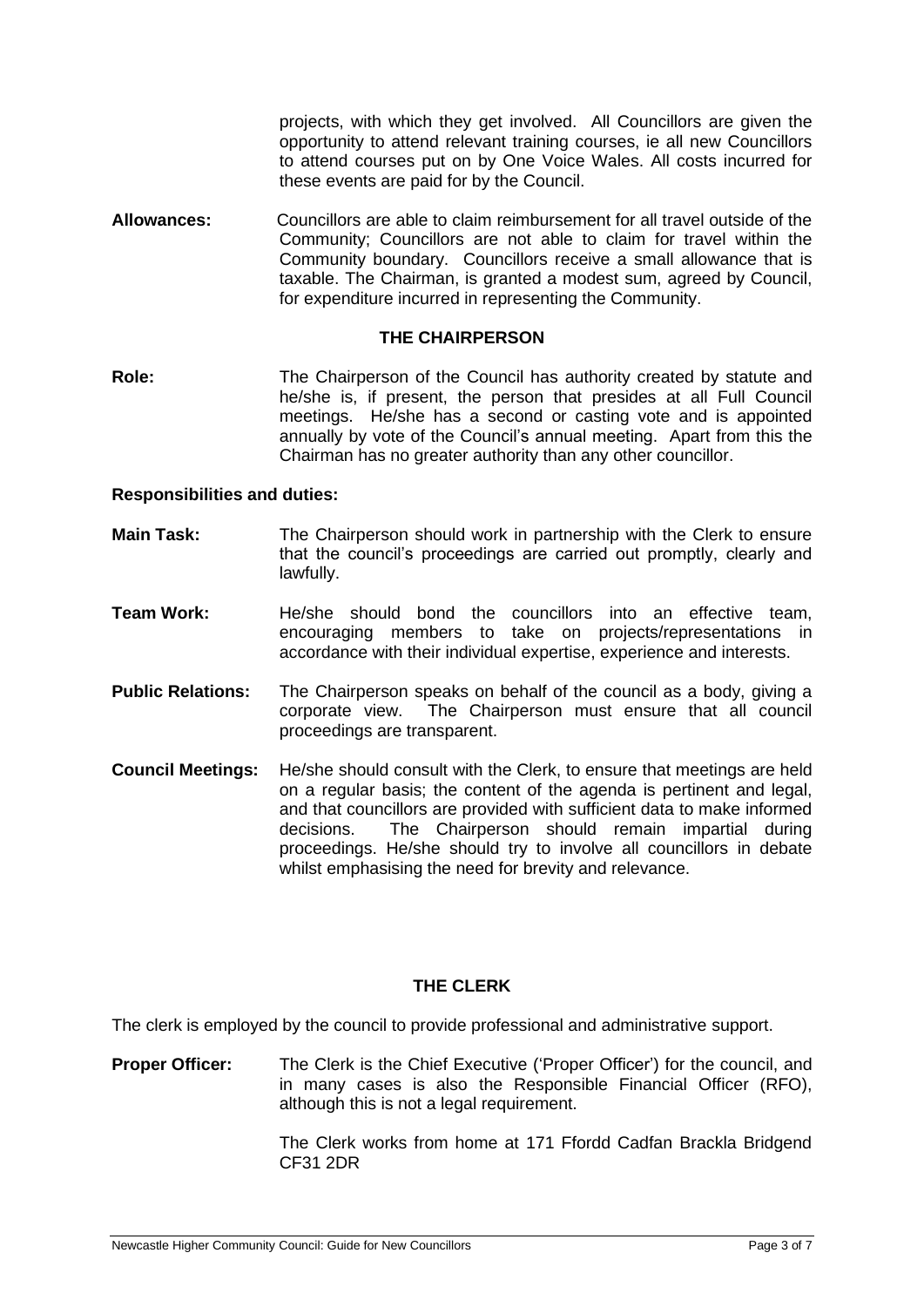projects, with which they get involved. All Councillors are given the opportunity to attend relevant training courses, ie all new Councillors to attend courses put on by One Voice Wales. All costs incurred for these events are paid for by the Council.

**Allowances:** Councillors are able to claim reimbursement for all travel outside of the Community; Councillors are not able to claim for travel within the Community boundary. Councillors receive a small allowance that is taxable. The Chairman, is granted a modest sum, agreed by Council, for expenditure incurred in representing the Community.

## THE CHAIRPERSON

**Role:** The Chairperson of the Council has authority created by statute and he/she is, if present, the person that presides at all Full Council meetings. He/she has a second or casting vote and is appointed annually by vote of the Council's annual meeting. Apart from this the Chairman has no greater authority than any other councillor.

**Responsibilities and duties:**

**Main Task:** The Chairperson should work in partnership with the Clerk to ensure that the council's proceedings are carried out promptly, clearly and lawfully.

**Team Work:** He/she should bond the councillors into an effective team, encouraging members to take on projects/representations in accordance with their individual expertise, experience and interests.

**Public Relations:** The Chairperson speaks on behalf of the council as a body, giving a corporate view. The Chairperson must ensure that all council proceedings are transparent.

**Council Meetings:** He/she should consult with the Clerk, to ensure that meetings are held on a regular basis; the content of the agenda is pertinent and legal, and that councillors are provided with sufficient data to make informed decisions. The Chairperson should remain impartial during proceedings. He/she should try to involve all councillors in debate whilst emphasising the need for brevity and relevance.

## THE CLERK

The clerk is employed by the council to provide professional and administrative support.

**Proper Officer:** The Clerk is the Chief Executive ('Proper Officer') for the council, and in many cases is also the Responsible Financial Officer (RFO), although this is not a legal requirement.

The Clerk works from home at 171 Ffordd Cadfan Brackla Bridgend CF31 2DR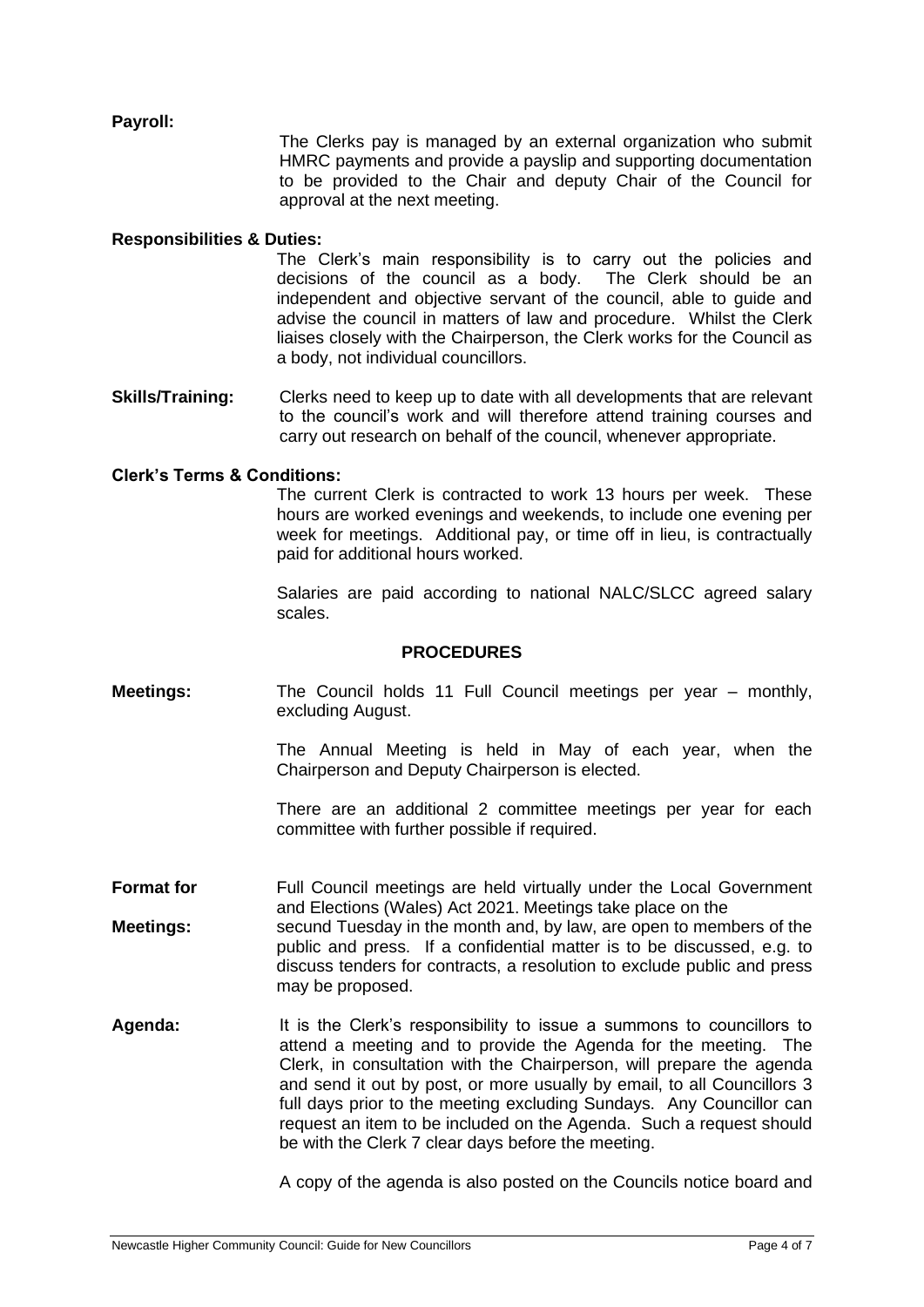**Payroll:**

The Clerks pay is managed by an external organization who submit HMRC payments and provide a payslip and supporting documentation to be provided to the Chair and deputy Chair of the Council for approval at the next meeting.

**Responsibilities & Duties:**

The Clerk's main responsibility is to carry out the policies and decisions of the council as a body. The Clerk should be an independent and objective servant of the council, able to guide and advise the council in matters of law and procedure. Whilst the Clerk liaises closely with the Chairperson, the Clerk works for the Council as a body, not individual councillors.

**Skills/Training:** Clerks need to keep up to date with all developments that are relevant to the council's work and will therefore attend training courses and carry out research on behalf of the council, whenever appropriate.

**Clerk's Terms & Conditions:**

The current Clerk is contracted to work 13 hours per week. These hours are worked evenings and weekends, to include one evening per week for meetings. Additional pay, or time off in lieu, is contractually paid for additional hours worked.

Salaries are paid according to national NALC/SLCC agreed salary scales.

## PROCEDURES

**Meetings:** The Council holds 11 Full Council meetings per year – monthly, excluding August.

The Annual Meeting is held in May of each year, when the Chairperson and Deputy Chairperson is elected.

There are an additional 2 committee meetings per year for each committee with further possible if required.

**Format for Meetings:** Full Council meetings are held virtually under the Local Government and Elections (Wales) Act 2021. Meetings take place on the secund Tuesday in the month and, by law, are open to members of the public and press. If a confidential matter is to be discussed, e.g. to discuss tenders for contracts, a resolution to exclude public and press may be proposed.

**Agenda:** It is the Clerk's responsibility to issue a summons to councillors to attend a meeting and to provide the Agenda for the meeting. The Clerk, in consultation with the Chairperson, will prepare the agenda and send it out by post, or more usually by email, to all Councillors 3 full days prior to the meeting excluding Sundays. Any Councillor can request an item to be included on the Agenda. Such a request should be with the Clerk 7 clear days before the meeting.

A copy of the agenda is also posted on the Councils notice board and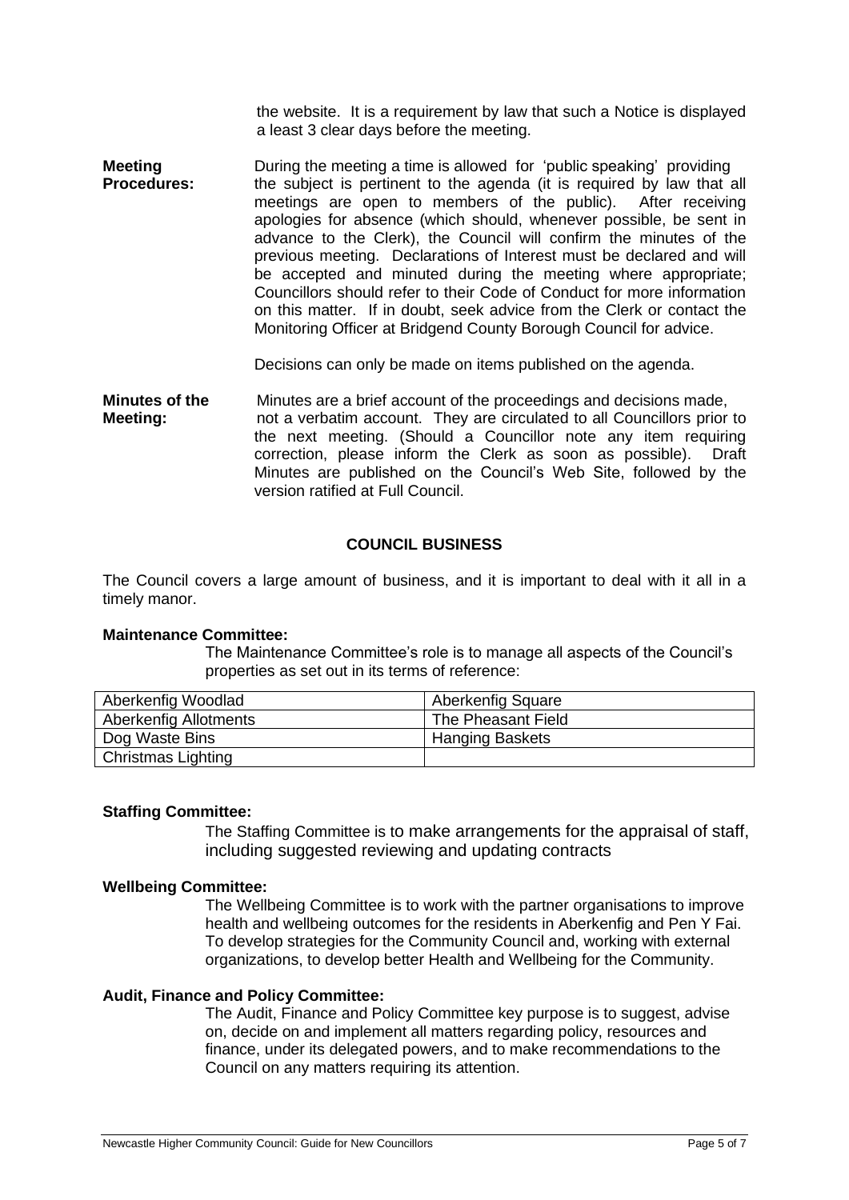the website. It is a requirement by law that such a Notice is displayed a least 3 clear days before the meeting.

**Meeting Procedures:** During the meeting a time is allowed for 'public speaking' providing the subject is pertinent to the agenda (it is required by law that all meetings are open to members of the public). After receiving apologies for absence (which should, whenever possible, be sent in advance to the Clerk), the Council will confirm the minutes of the previous meeting. Declarations of Interest must be declared and will be accepted and minuted during the meeting where appropriate; Councillors should refer to their Code of Conduct for more information on this matter. If in doubt, seek advice from the Clerk or contact the Monitoring Officer at Bridgend County Borough Council for advice.

Decisions can only be made on items published on the agenda.

**Minutes of the Meeting:** Minutes are a brief account of the proceedings and decisions made, not a verbatim account. They are circulated to all Councillors prior to the next meeting. (Should a Councillor note any item requiring correction, please inform the Clerk as soon as possible). Draft Minutes are published on the Council's Web Site, followed by the version ratified at Full Council.

## COUNCIL BUSINESS

The Council covers a large amount of business, and it is important to deal with it all in a timely manor.

**Maintenance Committee:**

The Maintenance Committee's role is to manage all aspects of the Council's properties as set out in its terms of reference:

| Aberkenfig Woodlad | Aberkenfig Square |
|---|---|
| Aberkenfig Allotments | The Pheasant Field |
| Dog Waste Bins | Hanging Baskets |
| Christmas Lighting | |

**Staffing Committee:**

The Staffing Committee is to make arrangements for the appraisal of staff, including suggested reviewing and updating contracts

**Wellbeing Committee:**

The Wellbeing Committee is to work with the partner organisations to improve health and wellbeing outcomes for the residents in Aberkenfig and Pen Y Fai. To develop strategies for the Community Council and, working with external organizations, to develop better Health and Wellbeing for the Community.

**Audit, Finance and Policy Committee:**

The Audit, Finance and Policy Committee key purpose is to suggest, advise on, decide on and implement all matters regarding policy, resources and finance, under its delegated powers, and to make recommendations to the Council on any matters requiring its attention.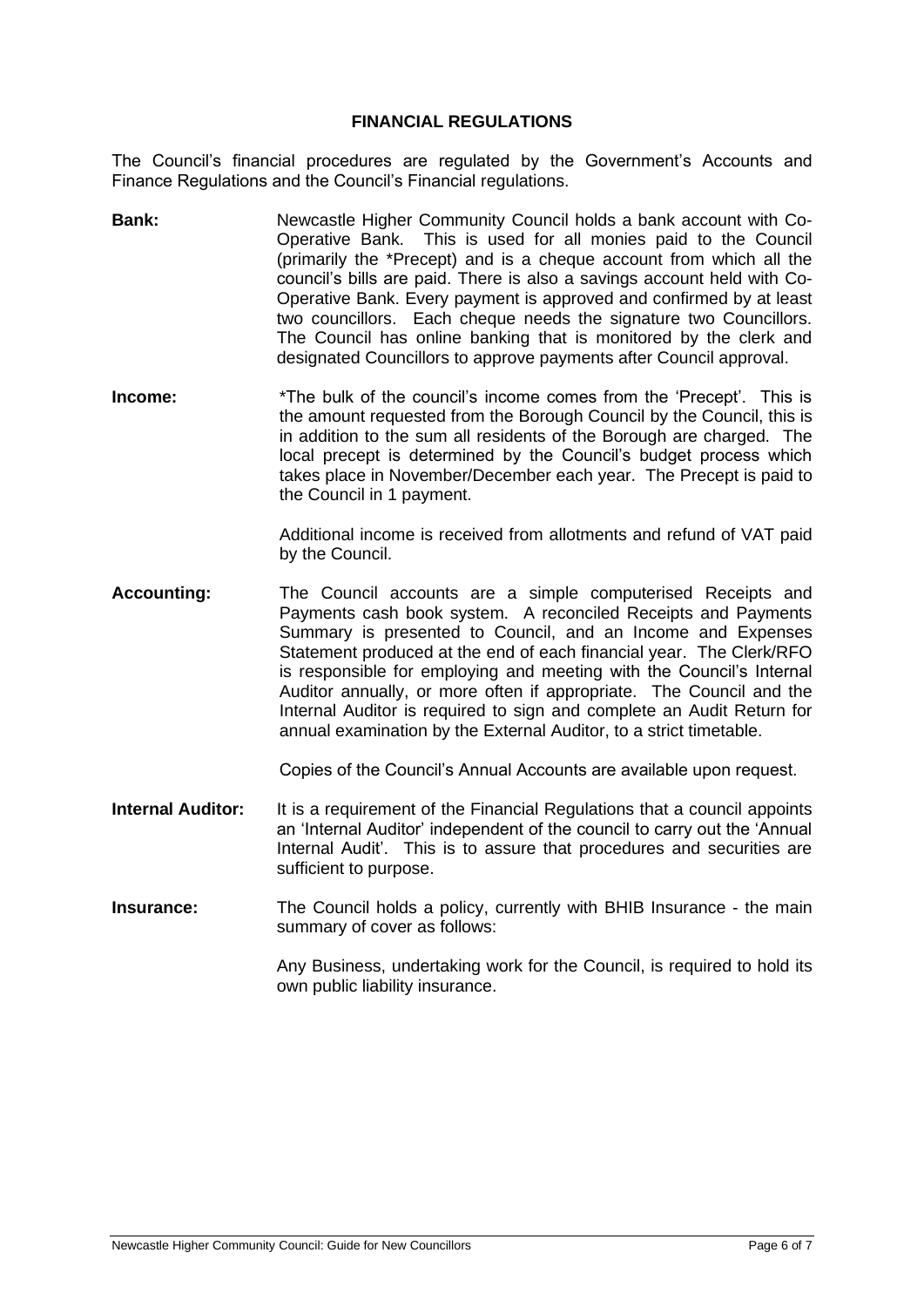## FINANCIAL REGULATIONS

The Council's financial procedures are regulated by the Government's Accounts and Finance Regulations and the Council's Financial regulations.

**Bank:** Newcastle Higher Community Council holds a bank account with Co-Operative Bank. This is used for all monies paid to the Council (primarily the *Precept) and is a cheque account from which all the council's bills are paid. There is also a savings account held with Co-Operative Bank. Every payment is approved and confirmed by at least two councillors. Each cheque needs the signature two Councillors. The Council has online banking that is monitored by the clerk and designated Councillors to approve payments after Council approval.

**Income:** *The bulk of the council's income comes from the 'Precept'. This is the amount requested from the Borough Council by the Council, this is in addition to the sum all residents of the Borough are charged. The local precept is determined by the Council's budget process which takes place in November/December each year. The Precept is paid to the Council in 1 payment.

Additional income is received from allotments and refund of VAT paid by the Council.

**Accounting:** The Council accounts are a simple computerised Receipts and Payments cash book system. A reconciled Receipts and Payments Summary is presented to Council, and an Income and Expenses Statement produced at the end of each financial year. The Clerk/RFO is responsible for employing and meeting with the Council's Internal Auditor annually, or more often if appropriate. The Council and the Internal Auditor is required to sign and complete an Audit Return for annual examination by the External Auditor, to a strict timetable.

Copies of the Council's Annual Accounts are available upon request.

**Internal Auditor:** It is a requirement of the Financial Regulations that a council appoints an 'Internal Auditor' independent of the council to carry out the 'Annual Internal Audit'. This is to assure that procedures and securities are sufficient to purpose.

**Insurance:** The Council holds a policy, currently with BHIB Insurance - the main summary of cover as follows:

Any Business, undertaking work for the Council, is required to hold its own public liability insurance.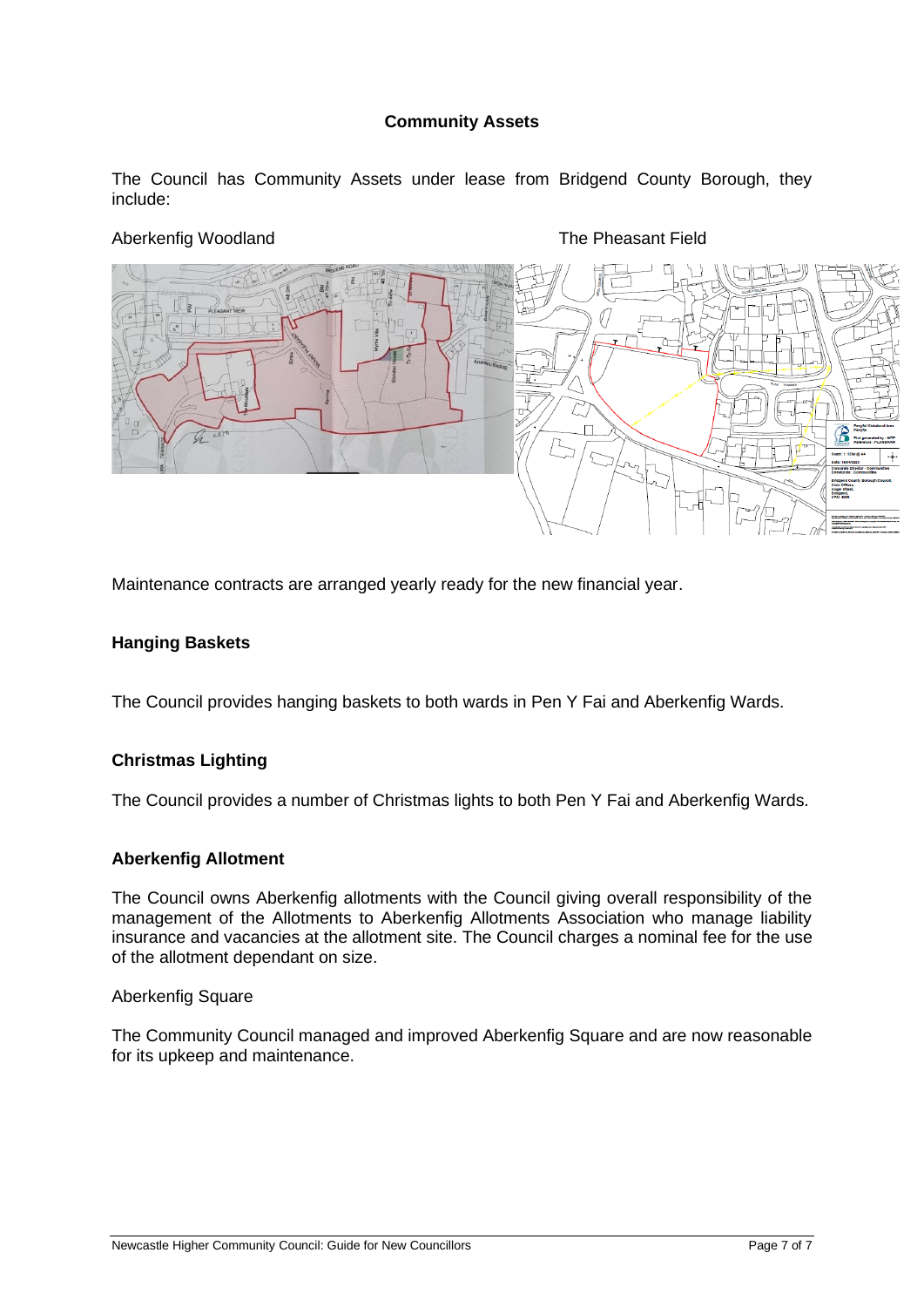**Community Assets**

The Council has Community Assets under lease from Bridgend County Borough, they include:

Aberkenfig Woodland

The Pheasant Field

Maintenance contracts are arranged yearly ready for the new financial year.

**Hanging Baskets**

The Council provides hanging baskets to both wards in Pen Y Fai and Aberkenfig Wards.

**Christmas Lighting**

The Council provides a number of Christmas lights to both Pen Y Fai and Aberkenfig Wards.

**Aberkenfig Allotment**

The Council owns Aberkenfig allotments with the Council giving overall responsibility of the management of the Allotments to Aberkenfig Allotments Association who manage liability insurance and vacancies at the allotment site. The Council charges a nominal fee for the use of the allotment dependant on size.

Aberkenfig Square

The Community Council managed and improved Aberkenfig Square and are now reasonable for its upkeep and maintenance.